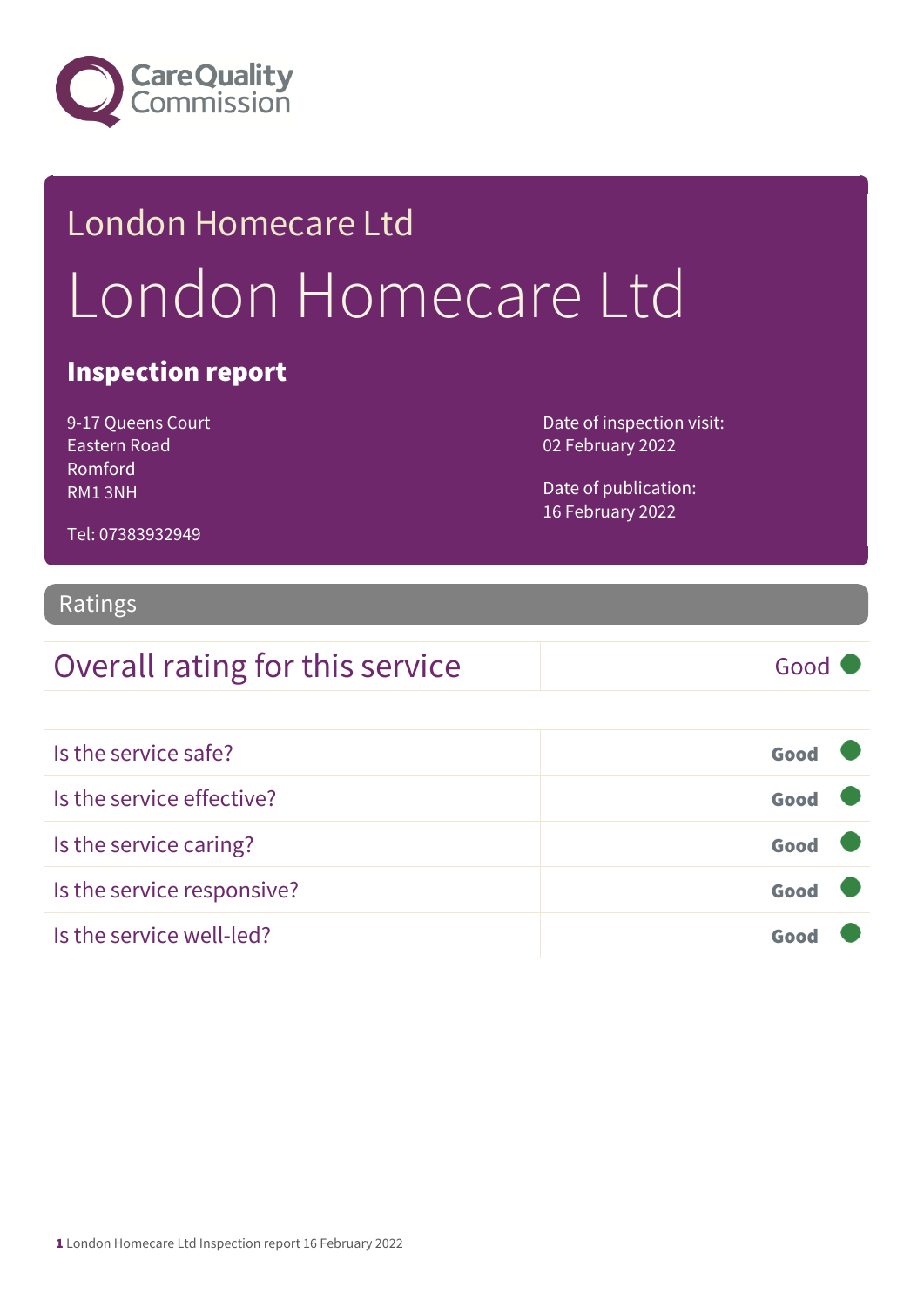Care Quality Commission

# London Homecare Ltd

# London Homecare Ltd

## Inspection report

9-17 Queens Court
Eastern Road
Romford
RM1 3NH

Tel: 07383932949

Date of inspection visit:
02 February 2022

Date of publication:
16 February 2022

## Ratings

| Overall rating for this service | Good |
|---|---|

| | |
|---|---|
| Is the service safe? | **Good** |
| Is the service effective? | **Good** |
| Is the service caring? | **Good** |
| Is the service responsive? | **Good** |
| Is the service well-led? | **Good** |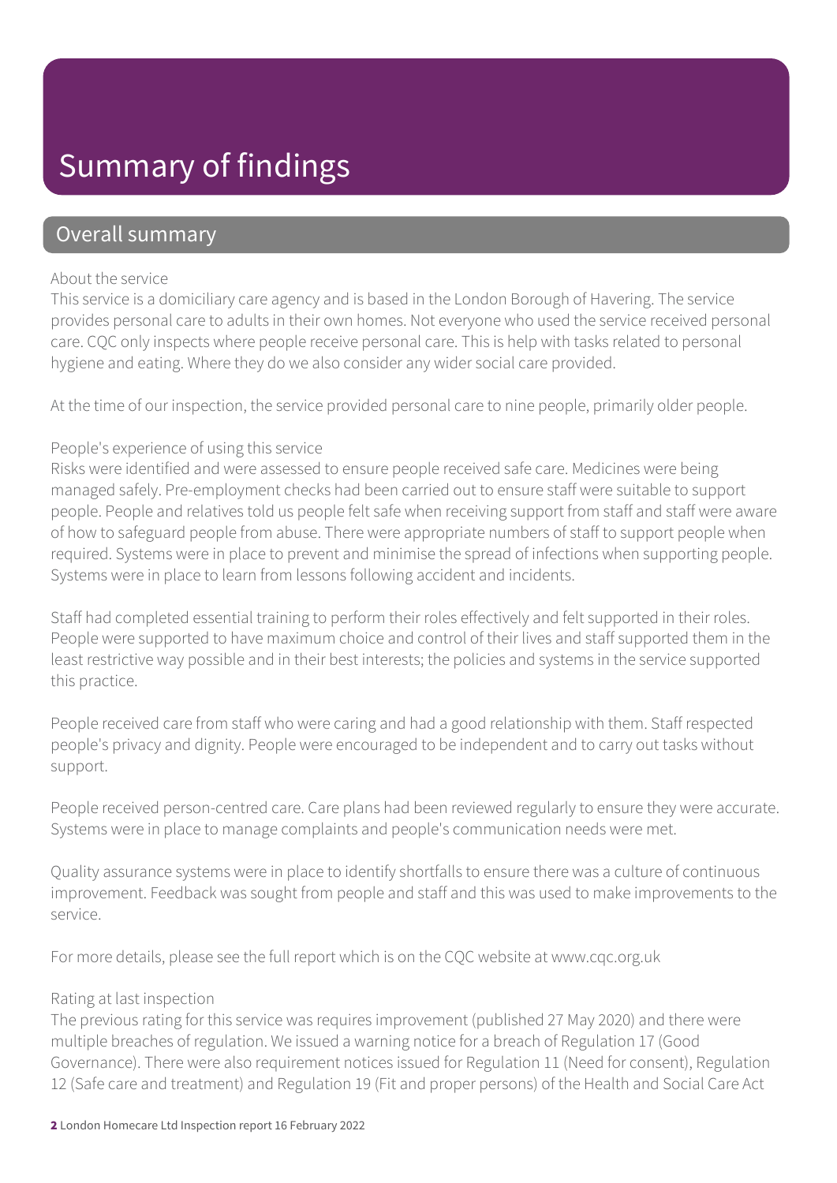# Summary of findings

## Overall summary

About the service

This service is a domiciliary care agency and is based in the London Borough of Havering. The service provides personal care to adults in their own homes. Not everyone who used the service received personal care. CQC only inspects where people receive personal care. This is help with tasks related to personal hygiene and eating. Where they do we also consider any wider social care provided.

At the time of our inspection, the service provided personal care to nine people, primarily older people.

People's experience of using this service

Risks were identified and were assessed to ensure people received safe care. Medicines were being managed safely. Pre-employment checks had been carried out to ensure staff were suitable to support people. People and relatives told us people felt safe when receiving support from staff and staff were aware of how to safeguard people from abuse. There were appropriate numbers of staff to support people when required. Systems were in place to prevent and minimise the spread of infections when supporting people. Systems were in place to learn from lessons following accident and incidents.

Staff had completed essential training to perform their roles effectively and felt supported in their roles. People were supported to have maximum choice and control of their lives and staff supported them in the least restrictive way possible and in their best interests; the policies and systems in the service supported this practice.

People received care from staff who were caring and had a good relationship with them. Staff respected people's privacy and dignity. People were encouraged to be independent and to carry out tasks without support.

People received person-centred care. Care plans had been reviewed regularly to ensure they were accurate. Systems were in place to manage complaints and people's communication needs were met.

Quality assurance systems were in place to identify shortfalls to ensure there was a culture of continuous improvement. Feedback was sought from people and staff and this was used to make improvements to the service.

For more details, please see the full report which is on the CQC website at www.cqc.org.uk

Rating at last inspection

The previous rating for this service was requires improvement (published 27 May 2020) and there were multiple breaches of regulation. We issued a warning notice for a breach of Regulation 17 (Good Governance). There were also requirement notices issued for Regulation 11 (Need for consent), Regulation 12 (Safe care and treatment) and Regulation 19 (Fit and proper persons) of the Health and Social Care Act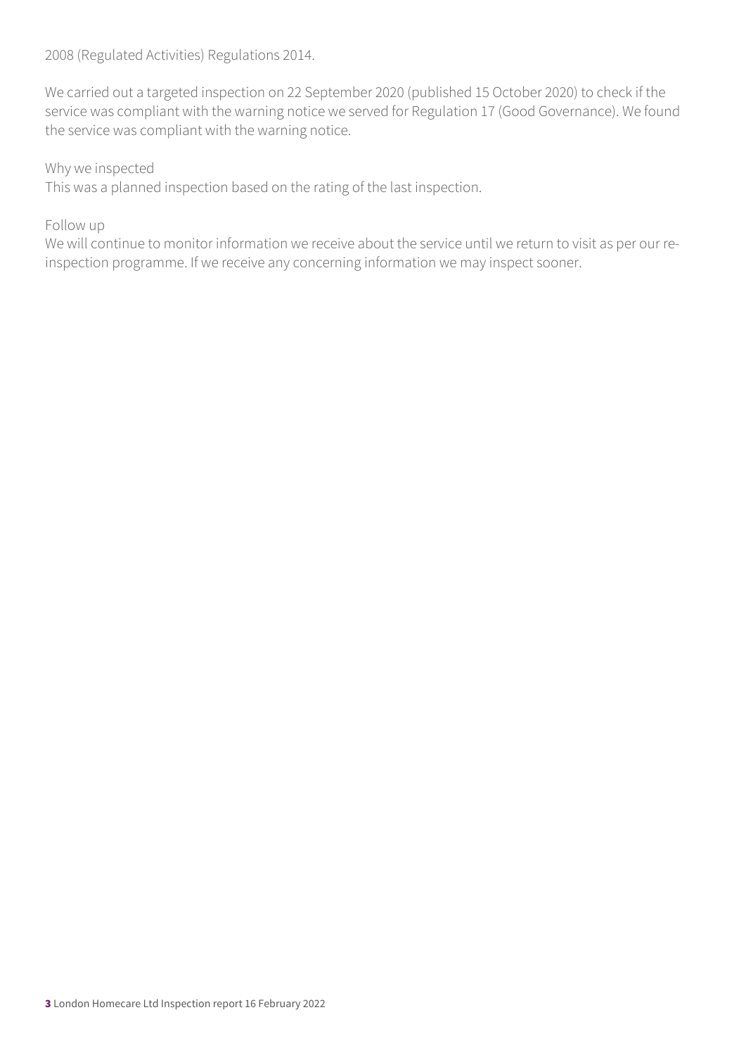2008 (Regulated Activities) Regulations 2014.

We carried out a targeted inspection on 22 September 2020 (published 15 October 2020) to check if the service was compliant with the warning notice we served for Regulation 17 (Good Governance). We found the service was compliant with the warning notice.

Why we inspected

This was a planned inspection based on the rating of the last inspection.

Follow up

We will continue to monitor information we receive about the service until we return to visit as per our re-inspection programme. If we receive any concerning information we may inspect sooner.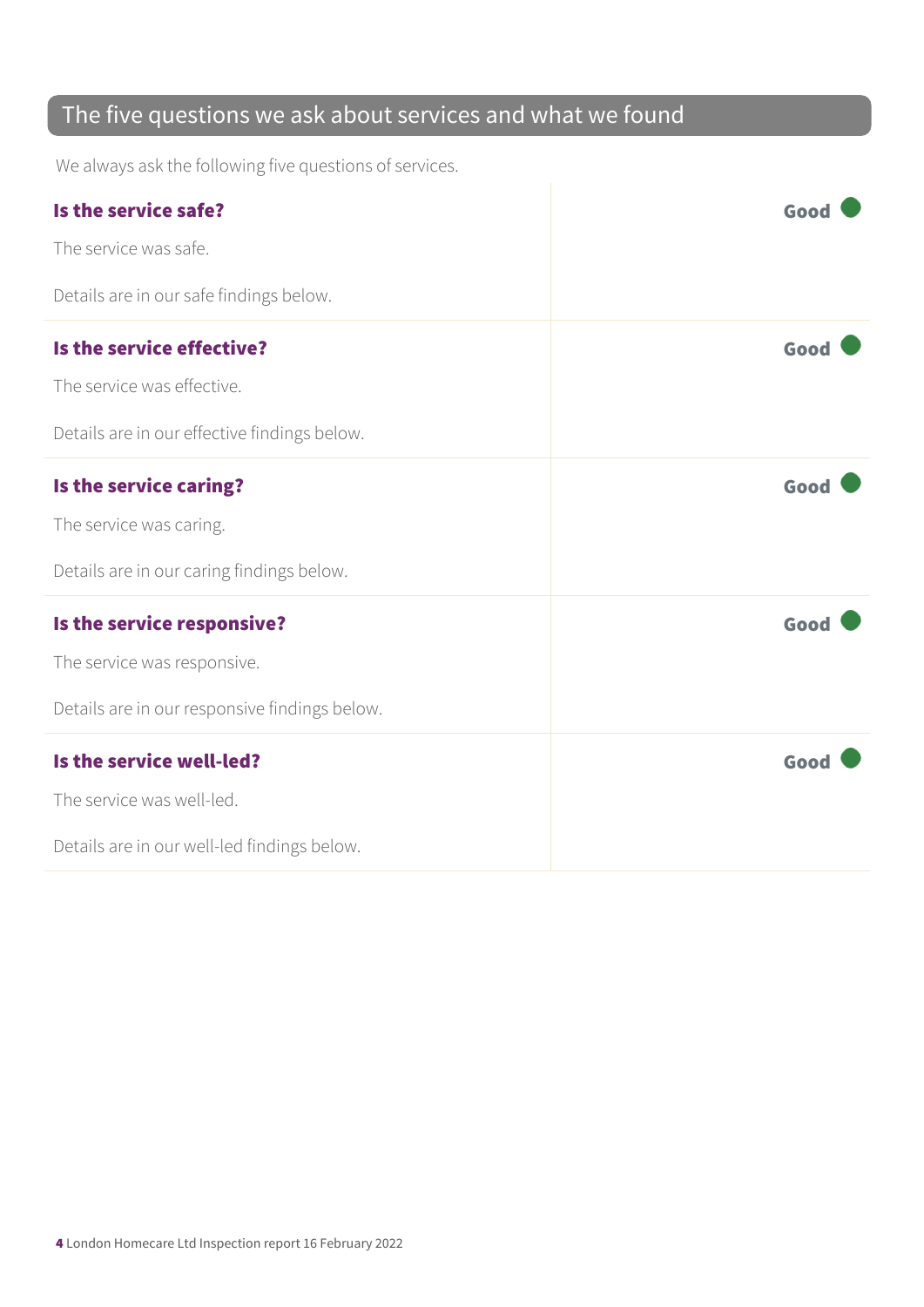## The five questions we ask about services and what we found

We always ask the following five questions of services.

| | |
|---|---|
| **Is the service safe?**<br><br>The service was safe.<br><br>Details are in our safe findings below. | **Good** |
| **Is the service effective?**<br><br>The service was effective.<br><br>Details are in our effective findings below. | **Good** |
| **Is the service caring?**<br><br>The service was caring.<br><br>Details are in our caring findings below. | **Good** |
| **Is the service responsive?**<br><br>The service was responsive.<br><br>Details are in our responsive findings below. | **Good** |
| **Is the service well-led?**<br><br>The service was well-led.<br><br>Details are in our well-led findings below. | **Good** |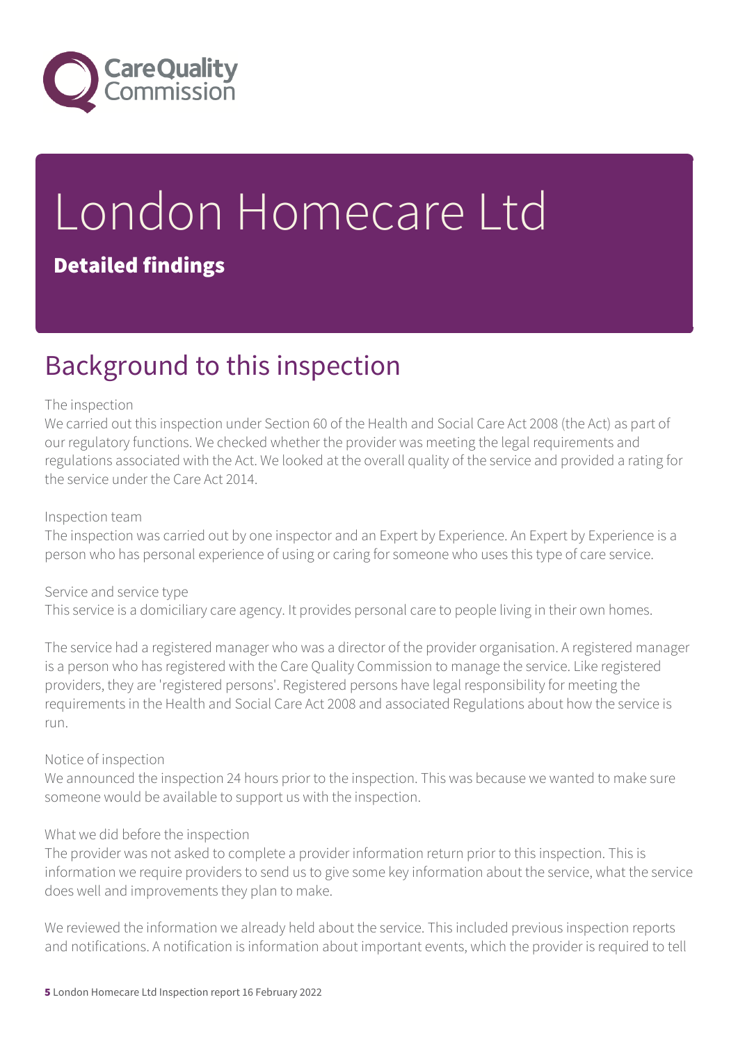# London Homecare Ltd

**Detailed findings**

## Background to this inspection

The inspection

We carried out this inspection under Section 60 of the Health and Social Care Act 2008 (the Act) as part of our regulatory functions. We checked whether the provider was meeting the legal requirements and regulations associated with the Act. We looked at the overall quality of the service and provided a rating for the service under the Care Act 2014.

Inspection team

The inspection was carried out by one inspector and an Expert by Experience. An Expert by Experience is a person who has personal experience of using or caring for someone who uses this type of care service.

Service and service type

This service is a domiciliary care agency. It provides personal care to people living in their own homes.

The service had a registered manager who was a director of the provider organisation. A registered manager is a person who has registered with the Care Quality Commission to manage the service. Like registered providers, they are 'registered persons'. Registered persons have legal responsibility for meeting the requirements in the Health and Social Care Act 2008 and associated Regulations about how the service is run.

Notice of inspection

We announced the inspection 24 hours prior to the inspection. This was because we wanted to make sure someone would be available to support us with the inspection.

What we did before the inspection

The provider was not asked to complete a provider information return prior to this inspection. This is information we require providers to send us to give some key information about the service, what the service does well and improvements they plan to make.

We reviewed the information we already held about the service. This included previous inspection reports and notifications. A notification is information about important events, which the provider is required to tell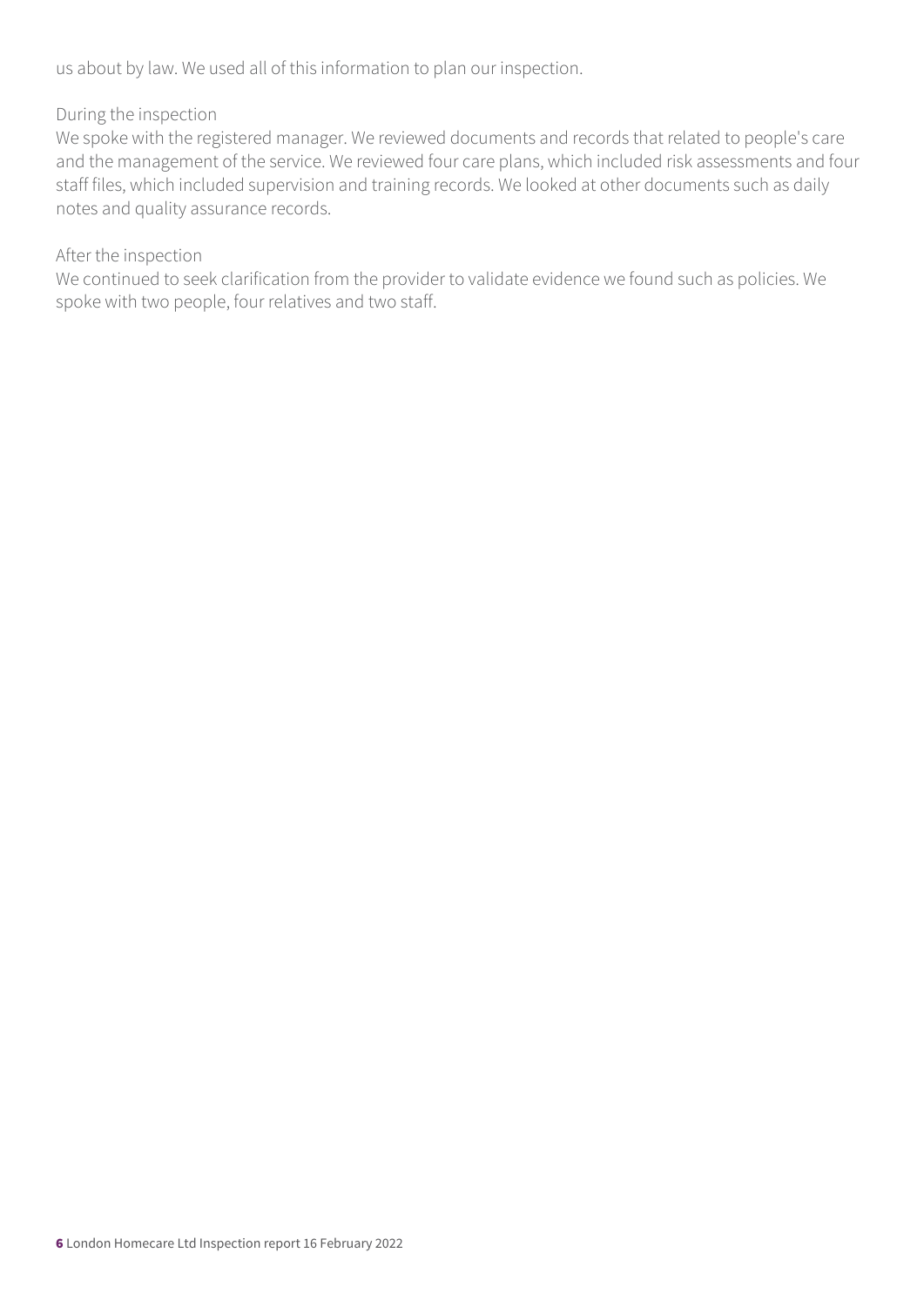us about by law. We used all of this information to plan our inspection.

During the inspection
We spoke with the registered manager. We reviewed documents and records that related to people's care and the management of the service. We reviewed four care plans, which included risk assessments and four staff files, which included supervision and training records. We looked at other documents such as daily notes and quality assurance records.

After the inspection
We continued to seek clarification from the provider to validate evidence we found such as policies. We spoke with two people, four relatives and two staff.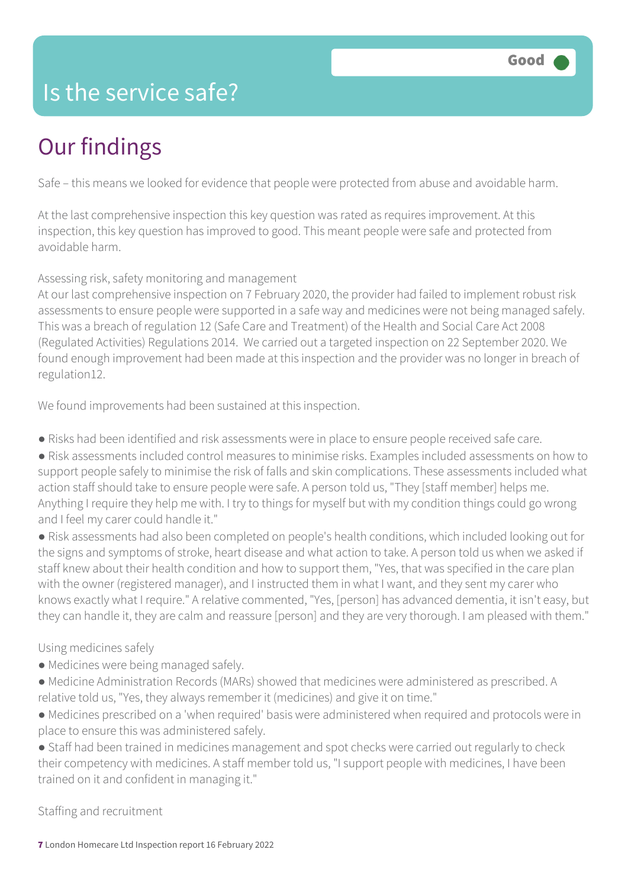# Is the service safe?

Good

## Our findings

Safe – this means we looked for evidence that people were protected from abuse and avoidable harm.

At the last comprehensive inspection this key question was rated as requires improvement. At this inspection, this key question has improved to good. This meant people were safe and protected from avoidable harm.

Assessing risk, safety monitoring and management
At our last comprehensive inspection on 7 February 2020, the provider had failed to implement robust risk assessments to ensure people were supported in a safe way and medicines were not being managed safely. This was a breach of regulation 12 (Safe Care and Treatment) of the Health and Social Care Act 2008 (Regulated Activities) Regulations 2014. We carried out a targeted inspection on 22 September 2020. We found enough improvement had been made at this inspection and the provider was no longer in breach of regulation12.

We found improvements had been sustained at this inspection.

- Risks had been identified and risk assessments were in place to ensure people received safe care.
- Risk assessments included control measures to minimise risks. Examples included assessments on how to support people safely to minimise the risk of falls and skin complications. These assessments included what action staff should take to ensure people were safe. A person told us, "They [staff member] helps me. Anything I require they help me with. I try to things for myself but with my condition things could go wrong and I feel my carer could handle it."
- Risk assessments had also been completed on people's health conditions, which included looking out for the signs and symptoms of stroke, heart disease and what action to take. A person told us when we asked if staff knew about their health condition and how to support them, "Yes, that was specified in the care plan with the owner (registered manager), and I instructed them in what I want, and they sent my carer who knows exactly what I require." A relative commented, "Yes, [person] has advanced dementia, it isn't easy, but they can handle it, they are calm and reassure [person] and they are very thorough. I am pleased with them."

Using medicines safely
- Medicines were being managed safely.
- Medicine Administration Records (MARs) showed that medicines were administered as prescribed. A relative told us, "Yes, they always remember it (medicines) and give it on time."
- Medicines prescribed on a 'when required' basis were administered when required and protocols were in place to ensure this was administered safely.
- Staff had been trained in medicines management and spot checks were carried out regularly to check their competency with medicines. A staff member told us, "I support people with medicines, I have been trained on it and confident in managing it."

Staffing and recruitment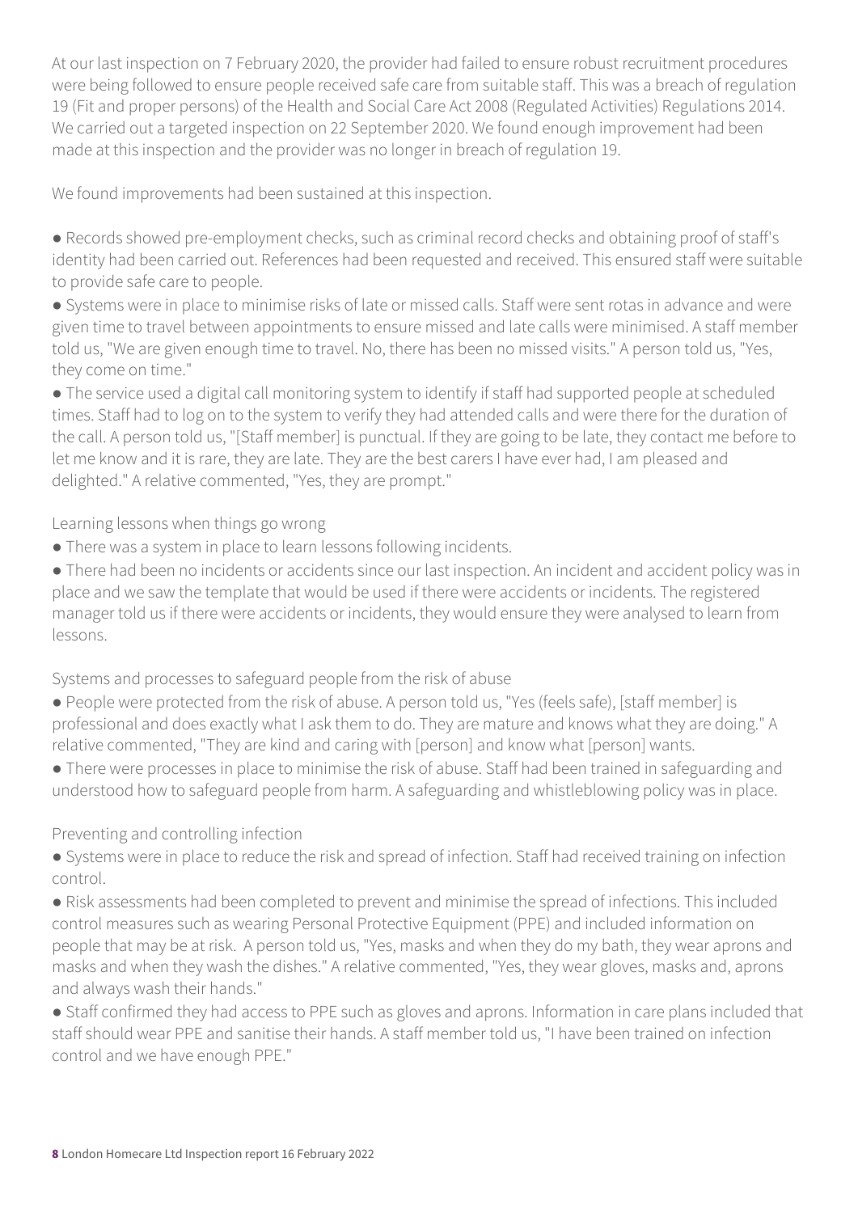At our last inspection on 7 February 2020, the provider had failed to ensure robust recruitment procedures were being followed to ensure people received safe care from suitable staff. This was a breach of regulation 19 (Fit and proper persons) of the Health and Social Care Act 2008 (Regulated Activities) Regulations 2014. We carried out a targeted inspection on 22 September 2020. We found enough improvement had been made at this inspection and the provider was no longer in breach of regulation 19.

We found improvements had been sustained at this inspection.

- Records showed pre-employment checks, such as criminal record checks and obtaining proof of staff's identity had been carried out. References had been requested and received. This ensured staff were suitable to provide safe care to people.
- Systems were in place to minimise risks of late or missed calls. Staff were sent rotas in advance and were given time to travel between appointments to ensure missed and late calls were minimised. A staff member told us, "We are given enough time to travel. No, there has been no missed visits." A person told us, "Yes, they come on time."
- The service used a digital call monitoring system to identify if staff had supported people at scheduled times. Staff had to log on to the system to verify they had attended calls and were there for the duration of the call. A person told us, "[Staff member] is punctual. If they are going to be late, they contact me before to let me know and it is rare, they are late. They are the best carers I have ever had, I am pleased and delighted." A relative commented, "Yes, they are prompt."

Learning lessons when things go wrong

- There was a system in place to learn lessons following incidents.
- There had been no incidents or accidents since our last inspection. An incident and accident policy was in place and we saw the template that would be used if there were accidents or incidents. The registered manager told us if there were accidents or incidents, they would ensure they were analysed to learn from lessons.

Systems and processes to safeguard people from the risk of abuse

- People were protected from the risk of abuse. A person told us, "Yes (feels safe), [staff member] is professional and does exactly what I ask them to do. They are mature and knows what they are doing." A relative commented, "They are kind and caring with [person] and know what [person] wants.
- There were processes in place to minimise the risk of abuse. Staff had been trained in safeguarding and understood how to safeguard people from harm. A safeguarding and whistleblowing policy was in place.

Preventing and controlling infection

- Systems were in place to reduce the risk and spread of infection. Staff had received training on infection control.
- Risk assessments had been completed to prevent and minimise the spread of infections. This included control measures such as wearing Personal Protective Equipment (PPE) and included information on people that may be at risk. A person told us, "Yes, masks and when they do my bath, they wear aprons and masks and when they wash the dishes." A relative commented, "Yes, they wear gloves, masks and, aprons and always wash their hands."
- Staff confirmed they had access to PPE such as gloves and aprons. Information in care plans included that staff should wear PPE and sanitise their hands. A staff member told us, "I have been trained on infection control and we have enough PPE."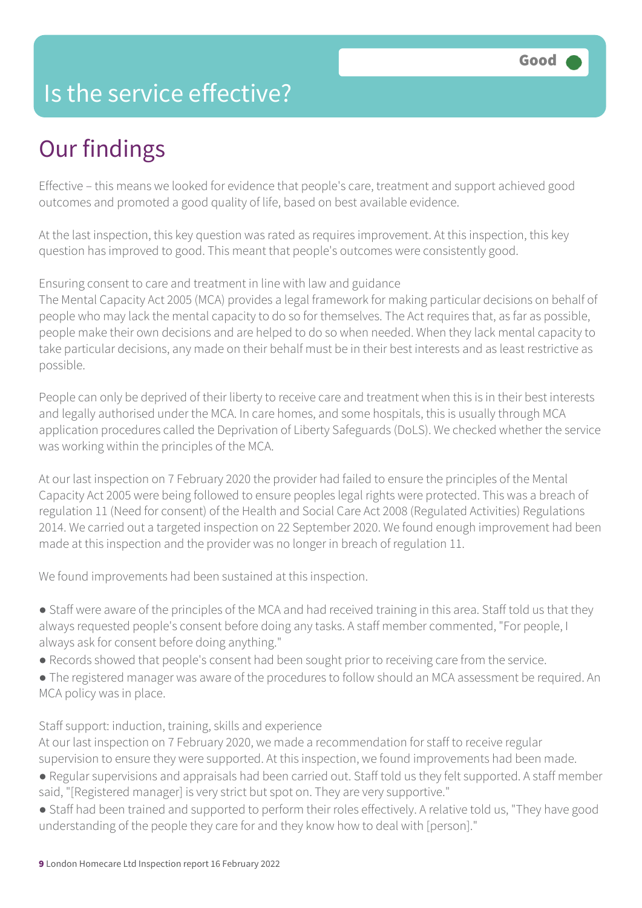Good

# Is the service effective?

## Our findings

Effective – this means we looked for evidence that people's care, treatment and support achieved good outcomes and promoted a good quality of life, based on best available evidence.

At the last inspection, this key question was rated as requires improvement. At this inspection, this key question has improved to good. This meant that people's outcomes were consistently good.

Ensuring consent to care and treatment in line with law and guidance
The Mental Capacity Act 2005 (MCA) provides a legal framework for making particular decisions on behalf of people who may lack the mental capacity to do so for themselves. The Act requires that, as far as possible, people make their own decisions and are helped to do so when needed. When they lack mental capacity to take particular decisions, any made on their behalf must be in their best interests and as least restrictive as possible.

People can only be deprived of their liberty to receive care and treatment when this is in their best interests and legally authorised under the MCA. In care homes, and some hospitals, this is usually through MCA application procedures called the Deprivation of Liberty Safeguards (DoLS). We checked whether the service was working within the principles of the MCA.

At our last inspection on 7 February 2020 the provider had failed to ensure the principles of the Mental Capacity Act 2005 were being followed to ensure peoples legal rights were protected. This was a breach of regulation 11 (Need for consent) of the Health and Social Care Act 2008 (Regulated Activities) Regulations 2014. We carried out a targeted inspection on 22 September 2020. We found enough improvement had been made at this inspection and the provider was no longer in breach of regulation 11.

We found improvements had been sustained at this inspection.

- Staff were aware of the principles of the MCA and had received training in this area. Staff told us that they always requested people's consent before doing any tasks. A staff member commented, "For people, I always ask for consent before doing anything."
- Records showed that people's consent had been sought prior to receiving care from the service.
- The registered manager was aware of the procedures to follow should an MCA assessment be required. An MCA policy was in place.

Staff support: induction, training, skills and experience
At our last inspection on 7 February 2020, we made a recommendation for staff to receive regular supervision to ensure they were supported. At this inspection, we found improvements had been made.

- Regular supervisions and appraisals had been carried out. Staff told us they felt supported. A staff member said, "[Registered manager] is very strict but spot on. They are very supportive."
- Staff had been trained and supported to perform their roles effectively. A relative told us, "They have good understanding of the people they care for and they know how to deal with [person]."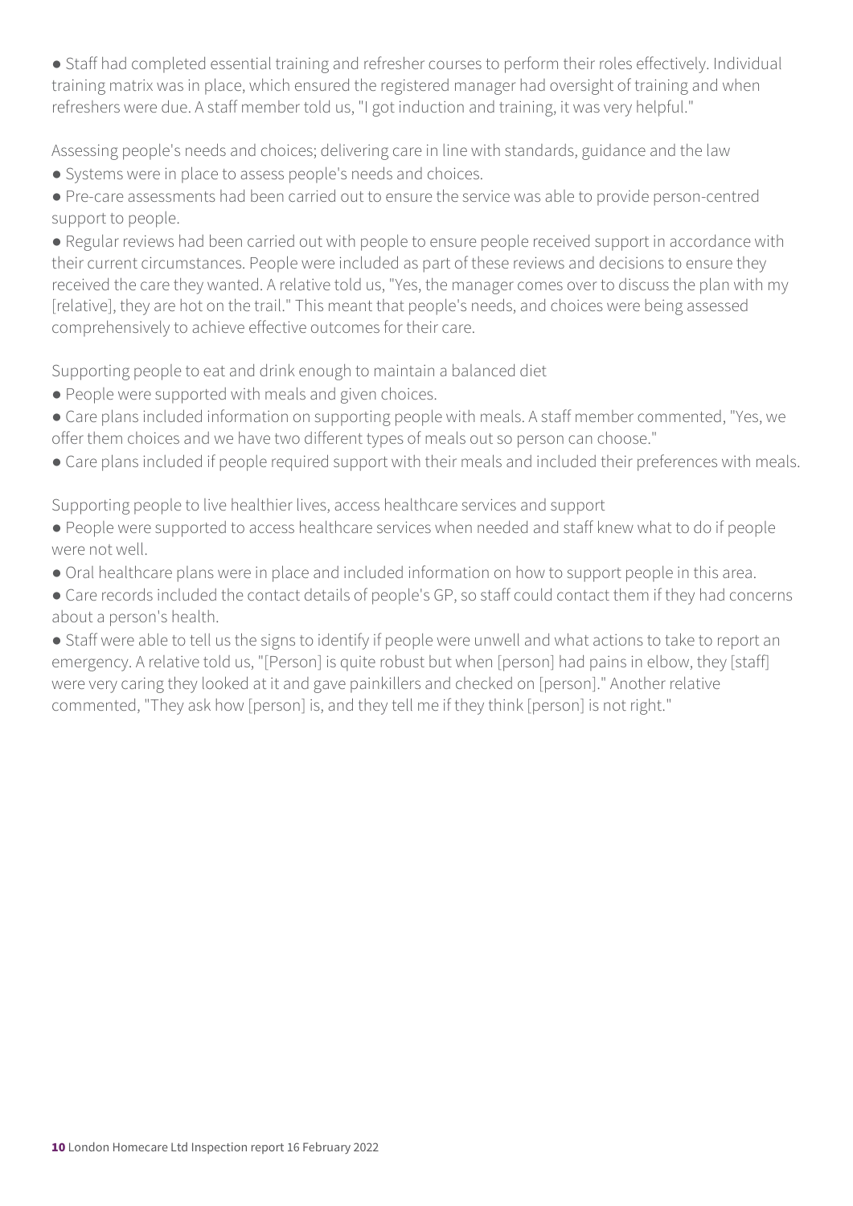- Staff had completed essential training and refresher courses to perform their roles effectively. Individual training matrix was in place, which ensured the registered manager had oversight of training and when refreshers were due. A staff member told us, "I got induction and training, it was very helpful."

Assessing people's needs and choices; delivering care in line with standards, guidance and the law

- Systems were in place to assess people's needs and choices.
- Pre-care assessments had been carried out to ensure the service was able to provide person-centred support to people.
- Regular reviews had been carried out with people to ensure people received support in accordance with their current circumstances. People were included as part of these reviews and decisions to ensure they received the care they wanted. A relative told us, "Yes, the manager comes over to discuss the plan with my [relative], they are hot on the trail." This meant that people's needs, and choices were being assessed comprehensively to achieve effective outcomes for their care.

Supporting people to eat and drink enough to maintain a balanced diet

- People were supported with meals and given choices.
- Care plans included information on supporting people with meals. A staff member commented, "Yes, we offer them choices and we have two different types of meals out so person can choose."
- Care plans included if people required support with their meals and included their preferences with meals.

Supporting people to live healthier lives, access healthcare services and support

- People were supported to access healthcare services when needed and staff knew what to do if people were not well.
- Oral healthcare plans were in place and included information on how to support people in this area.
- Care records included the contact details of people's GP, so staff could contact them if they had concerns about a person's health.
- Staff were able to tell us the signs to identify if people were unwell and what actions to take to report an emergency. A relative told us, "[Person] is quite robust but when [person] had pains in elbow, they [staff] were very caring they looked at it and gave painkillers and checked on [person]." Another relative commented, "They ask how [person] is, and they tell me if they think [person] is not right."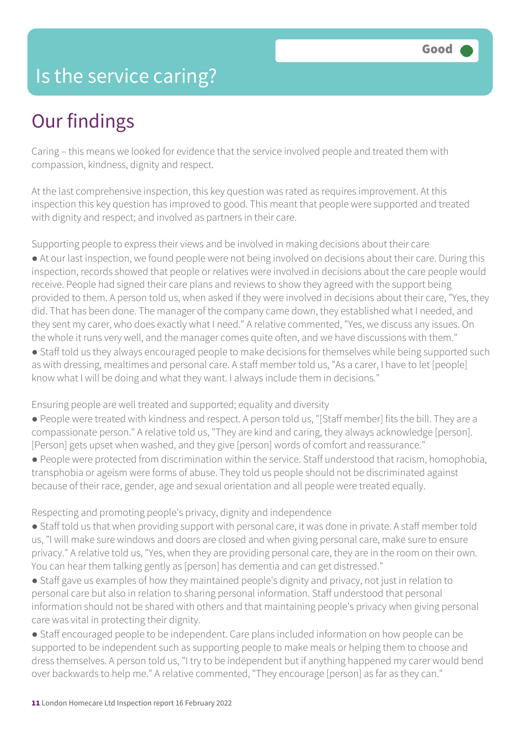# Is the service caring?

Good

## Our findings

Caring – this means we looked for evidence that the service involved people and treated them with compassion, kindness, dignity and respect.

At the last comprehensive inspection, this key question was rated as requires improvement. At this inspection this key question has improved to good. This meant that people were supported and treated with dignity and respect; and involved as partners in their care.

Supporting people to express their views and be involved in making decisions about their care

- At our last inspection, we found people were not being involved on decisions about their care. During this inspection, records showed that people or relatives were involved in decisions about the care people would receive. People had signed their care plans and reviews to show they agreed with the support being provided to them. A person told us, when asked if they were involved in decisions about their care, "Yes, they did. That has been done. The manager of the company came down, they established what I needed, and they sent my carer, who does exactly what I need." A relative commented, "Yes, we discuss any issues. On the whole it runs very well, and the manager comes quite often, and we have discussions with them."
- Staff told us they always encouraged people to make decisions for themselves while being supported such as with dressing, mealtimes and personal care. A staff member told us, "As a carer, I have to let [people] know what I will be doing and what they want. I always include them in decisions."

Ensuring people are well treated and supported; equality and diversity

- People were treated with kindness and respect. A person told us, "[Staff member] fits the bill. They are a compassionate person." A relative told us, "They are kind and caring, they always acknowledge [person]. [Person] gets upset when washed, and they give [person] words of comfort and reassurance."
- People were protected from discrimination within the service. Staff understood that racism, homophobia, transphobia or ageism were forms of abuse. They told us people should not be discriminated against because of their race, gender, age and sexual orientation and all people were treated equally.

Respecting and promoting people's privacy, dignity and independence

- Staff told us that when providing support with personal care, it was done in private. A staff member told us, "I will make sure windows and doors are closed and when giving personal care, make sure to ensure privacy." A relative told us, "Yes, when they are providing personal care, they are in the room on their own. You can hear them talking gently as [person] has dementia and can get distressed."
- Staff gave us examples of how they maintained people's dignity and privacy, not just in relation to personal care but also in relation to sharing personal information. Staff understood that personal information should not be shared with others and that maintaining people's privacy when giving personal care was vital in protecting their dignity.
- Staff encouraged people to be independent. Care plans included information on how people can be supported to be independent such as supporting people to make meals or helping them to choose and dress themselves. A person told us, "I try to be independent but if anything happened my carer would bend over backwards to help me." A relative commented, "They encourage [person] as far as they can."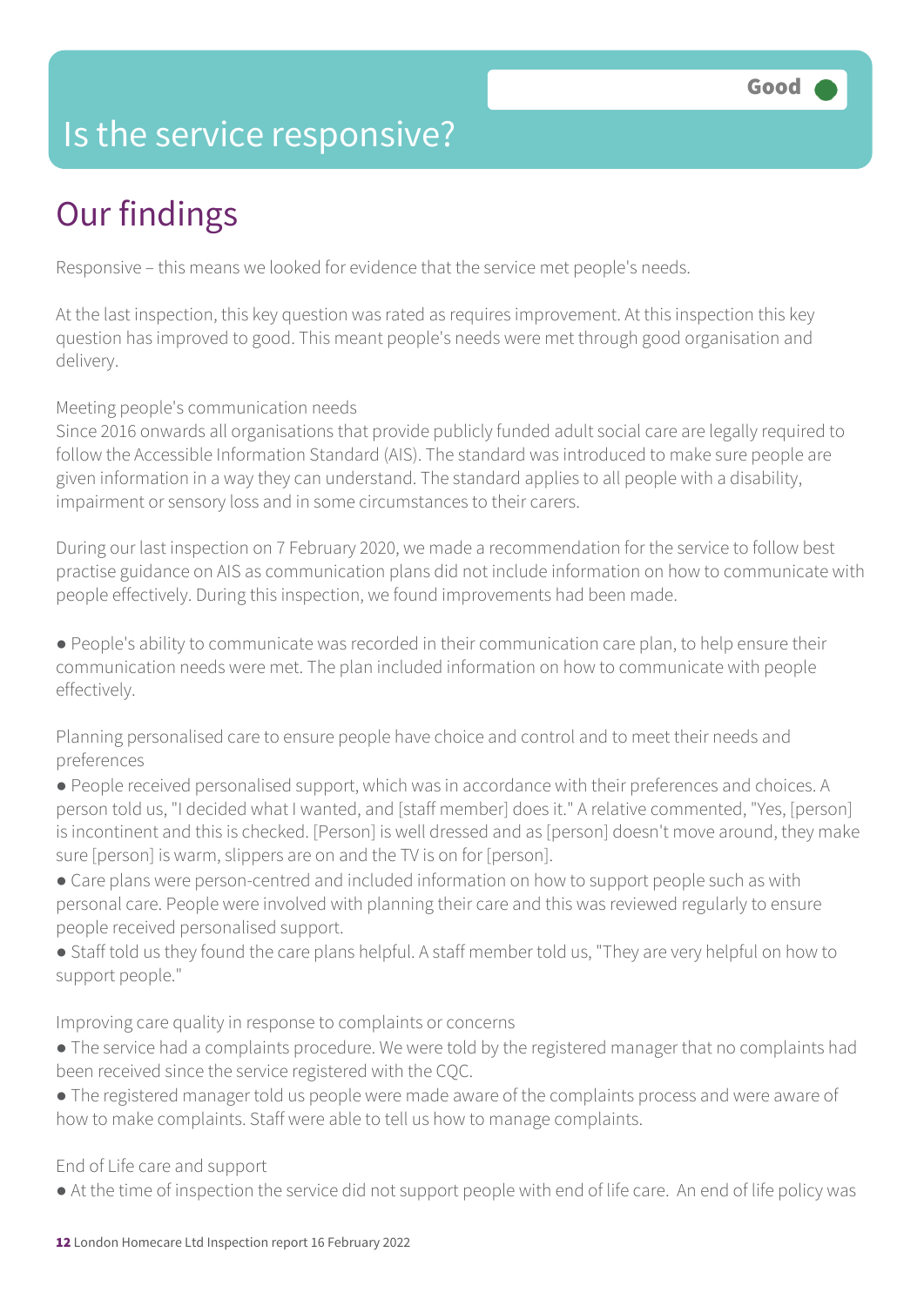# Is the service responsive?

Good

## Our findings

Responsive – this means we looked for evidence that the service met people's needs.

At the last inspection, this key question was rated as requires improvement. At this inspection this key question has improved to good. This meant people's needs were met through good organisation and delivery.

Meeting people's communication needs
Since 2016 onwards all organisations that provide publicly funded adult social care are legally required to follow the Accessible Information Standard (AIS). The standard was introduced to make sure people are given information in a way they can understand. The standard applies to all people with a disability, impairment or sensory loss and in some circumstances to their carers.

During our last inspection on 7 February 2020, we made a recommendation for the service to follow best practise guidance on AIS as communication plans did not include information on how to communicate with people effectively. During this inspection, we found improvements had been made.

● People's ability to communicate was recorded in their communication care plan, to help ensure their communication needs were met. The plan included information on how to communicate with people effectively.

Planning personalised care to ensure people have choice and control and to meet their needs and preferences
● People received personalised support, which was in accordance with their preferences and choices. A person told us, "I decided what I wanted, and [staff member] does it." A relative commented, "Yes, [person] is incontinent and this is checked. [Person] is well dressed and as [person] doesn't move around, they make sure [person] is warm, slippers are on and the TV is on for [person].
● Care plans were person-centred and included information on how to support people such as with personal care. People were involved with planning their care and this was reviewed regularly to ensure people received personalised support.
● Staff told us they found the care plans helpful. A staff member told us, "They are very helpful on how to support people."

Improving care quality in response to complaints or concerns
● The service had a complaints procedure. We were told by the registered manager that no complaints had been received since the service registered with the CQC.
● The registered manager told us people were made aware of the complaints process and were aware of how to make complaints. Staff were able to tell us how to manage complaints.

End of Life care and support
● At the time of inspection the service did not support people with end of life care. An end of life policy was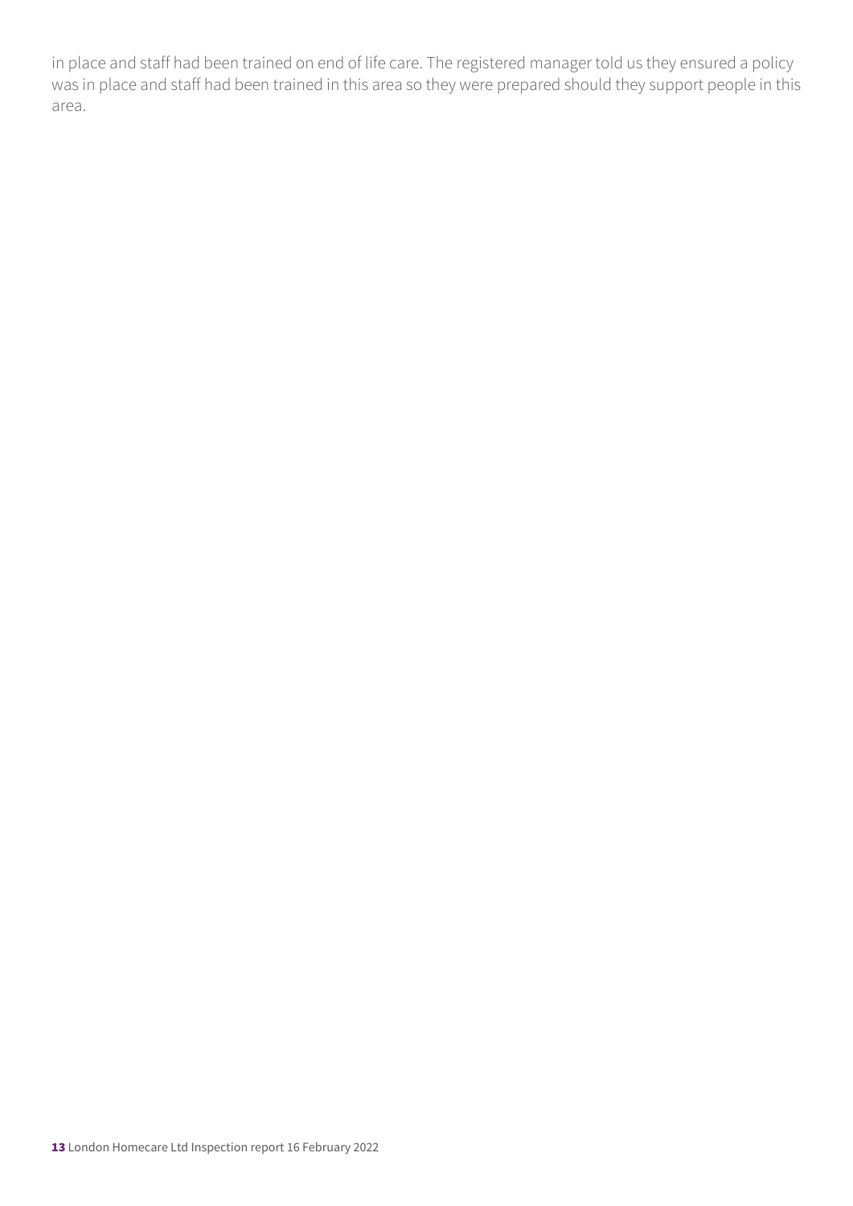in place and staff had been trained on end of life care. The registered manager told us they ensured a policy was in place and staff had been trained in this area so they were prepared should they support people in this area.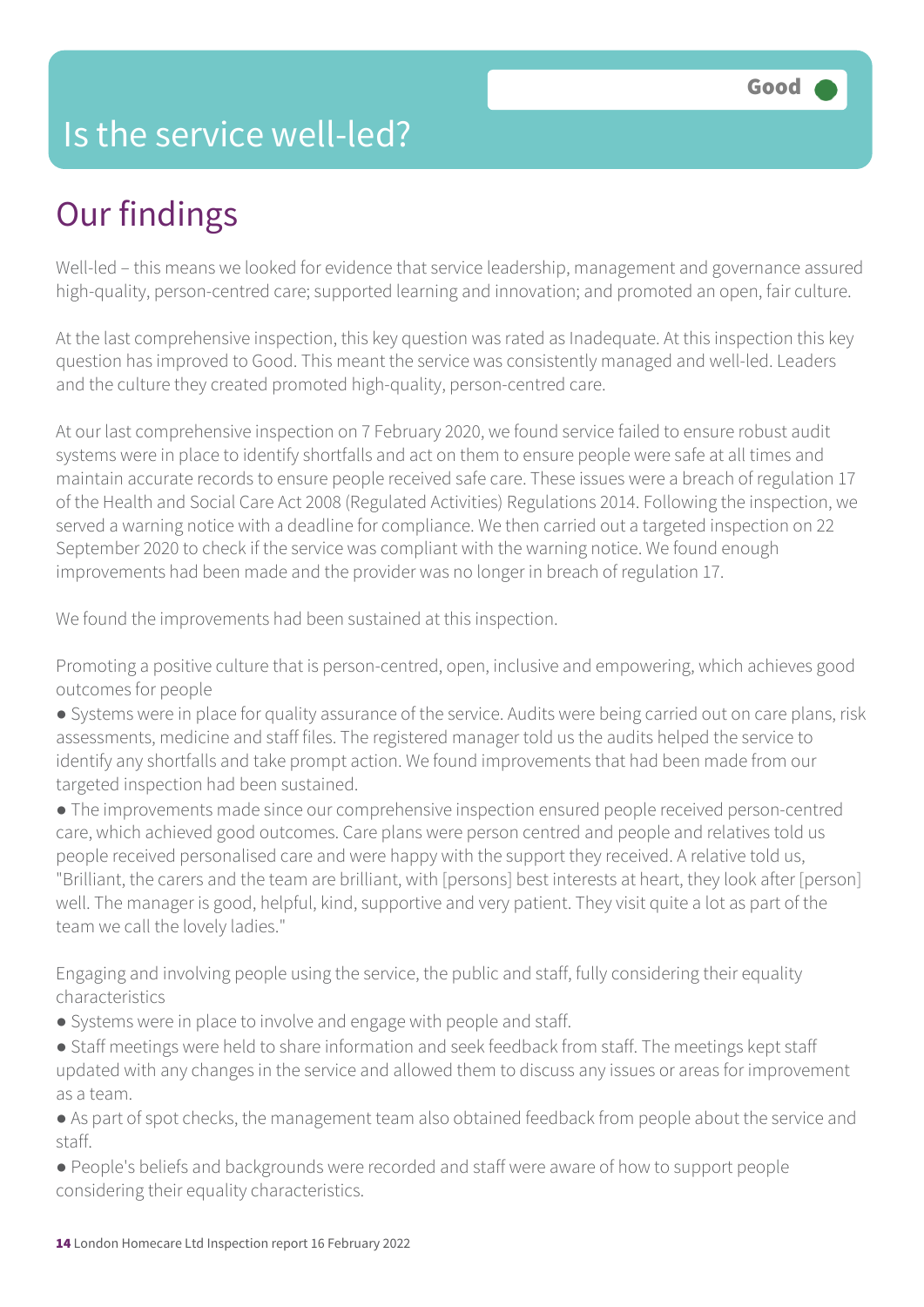Good

# Is the service well-led?

## Our findings

Well-led – this means we looked for evidence that service leadership, management and governance assured high-quality, person-centred care; supported learning and innovation; and promoted an open, fair culture.

At the last comprehensive inspection, this key question was rated as Inadequate. At this inspection this key question has improved to Good. This meant the service was consistently managed and well-led. Leaders and the culture they created promoted high-quality, person-centred care.

At our last comprehensive inspection on 7 February 2020, we found service failed to ensure robust audit systems were in place to identify shortfalls and act on them to ensure people were safe at all times and maintain accurate records to ensure people received safe care. These issues were a breach of regulation 17 of the Health and Social Care Act 2008 (Regulated Activities) Regulations 2014. Following the inspection, we served a warning notice with a deadline for compliance. We then carried out a targeted inspection on 22 September 2020 to check if the service was compliant with the warning notice. We found enough improvements had been made and the provider was no longer in breach of regulation 17.

We found the improvements had been sustained at this inspection.

Promoting a positive culture that is person-centred, open, inclusive and empowering, which achieves good outcomes for people

- Systems were in place for quality assurance of the service. Audits were being carried out on care plans, risk assessments, medicine and staff files. The registered manager told us the audits helped the service to identify any shortfalls and take prompt action. We found improvements that had been made from our targeted inspection had been sustained.
- The improvements made since our comprehensive inspection ensured people received person-centred care, which achieved good outcomes. Care plans were person centred and people and relatives told us people received personalised care and were happy with the support they received. A relative told us, "Brilliant, the carers and the team are brilliant, with [persons] best interests at heart, they look after [person] well. The manager is good, helpful, kind, supportive and very patient. They visit quite a lot as part of the team we call the lovely ladies."

Engaging and involving people using the service, the public and staff, fully considering their equality characteristics

- Systems were in place to involve and engage with people and staff.
- Staff meetings were held to share information and seek feedback from staff. The meetings kept staff updated with any changes in the service and allowed them to discuss any issues or areas for improvement as a team.
- As part of spot checks, the management team also obtained feedback from people about the service and staff.
- People's beliefs and backgrounds were recorded and staff were aware of how to support people considering their equality characteristics.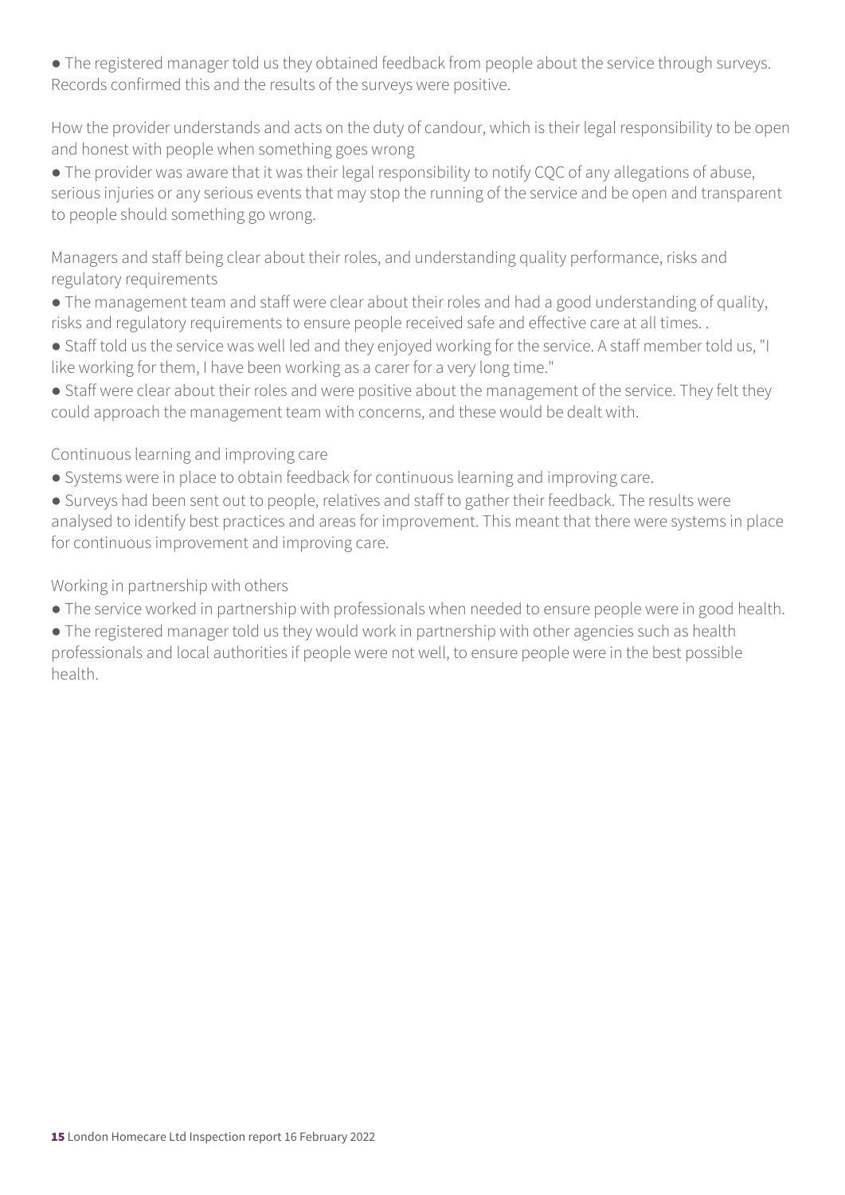- The registered manager told us they obtained feedback from people about the service through surveys. Records confirmed this and the results of the surveys were positive.

How the provider understands and acts on the duty of candour, which is their legal responsibility to be open and honest with people when something goes wrong

- The provider was aware that it was their legal responsibility to notify CQC of any allegations of abuse, serious injuries or any serious events that may stop the running of the service and be open and transparent to people should something go wrong.

Managers and staff being clear about their roles, and understanding quality performance, risks and regulatory requirements

- The management team and staff were clear about their roles and had a good understanding of quality, risks and regulatory requirements to ensure people received safe and effective care at all times. .
- Staff told us the service was well led and they enjoyed working for the service. A staff member told us, "I like working for them, I have been working as a carer for a very long time."
- Staff were clear about their roles and were positive about the management of the service. They felt they could approach the management team with concerns, and these would be dealt with.

Continuous learning and improving care

- Systems were in place to obtain feedback for continuous learning and improving care.
- Surveys had been sent out to people, relatives and staff to gather their feedback. The results were analysed to identify best practices and areas for improvement. This meant that there were systems in place for continuous improvement and improving care.

Working in partnership with others

- The service worked in partnership with professionals when needed to ensure people were in good health.
- The registered manager told us they would work in partnership with other agencies such as health professionals and local authorities if people were not well, to ensure people were in the best possible health.